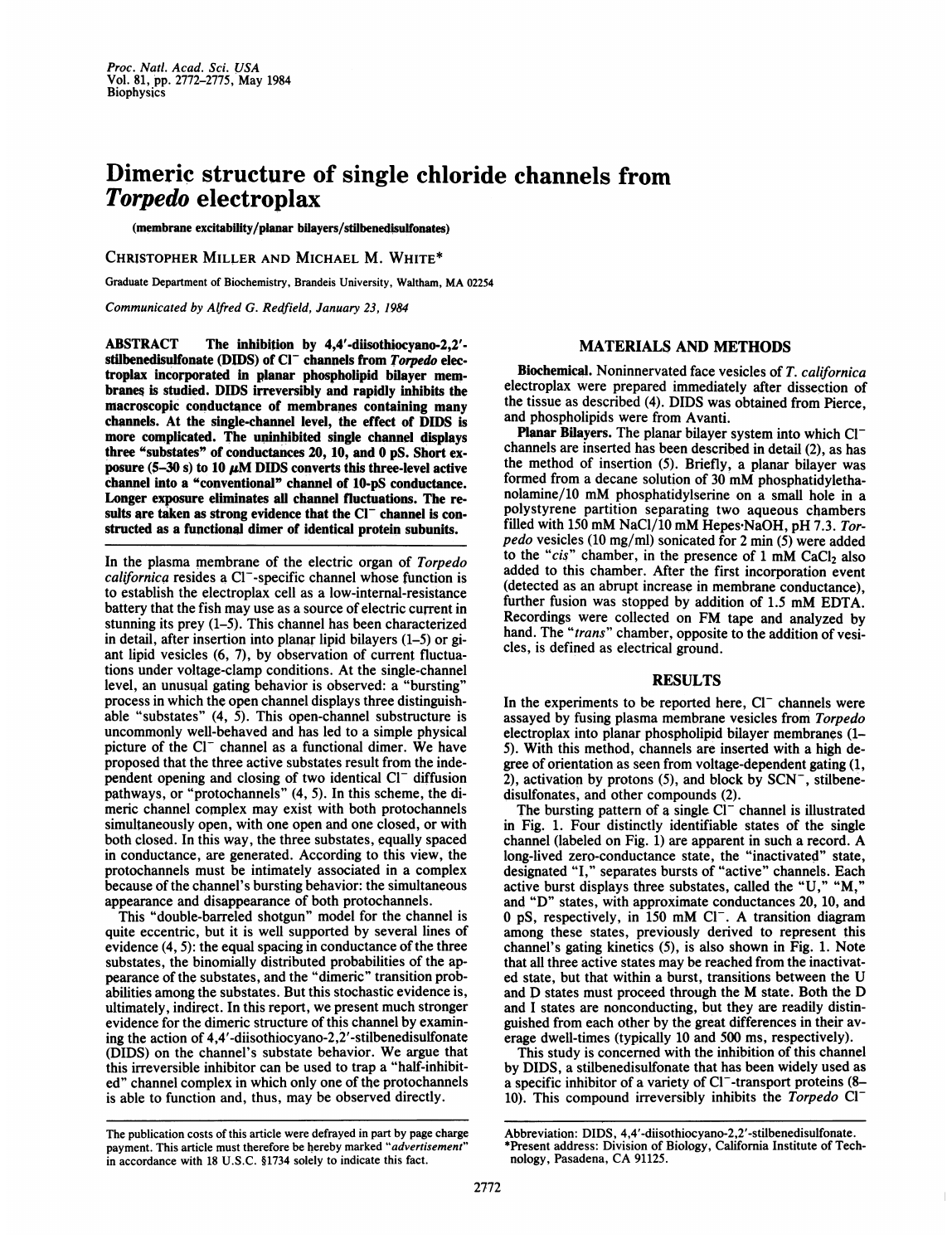# Dimeric structure of single chloride channels from *Torpedo* electroplax

(membrane excitability/planar bilayers/stilbenedisulfonates)

CHRISTOPHER MILLER AND MICHAEL M. WHITE*

Graduate Department of Biochemistry, Brandeis University, Waltham, MA 02254

*Communicated by Alfred G. Redfield, January 23, 1984*

**ABSTRACT** The inhibition by 4,4'-diisothiocyano-2,2'-stilbenedisulfonate (DIDS) of $Cl^-$ channels from *Torpedo* electroplax incorporated in planar phospholipid bilayer membranes is studied. DIDS irreversibly and rapidly inhibits the macroscopic conductance of membranes containing many channels. At the single-channel level, the effect of DIDS is more complicated. The uninhibited single channel displays three "substates" of conductances 20, 10, and 0 pS. Short exposure (5–30 s) to 10 $\mu$M DIDS converts this three-level active channel into a "conventional" channel of 10-pS conductance. Longer exposure eliminates all channel fluctuations. The results are taken as strong evidence that the $Cl^-$ channel is constructed as a functional dimer of identical protein subunits.

In the plasma membrane of the electric organ of *Torpedo californica* resides a $Cl^-$-specific channel whose function is to establish the electroplax cell as a low-internal-resistance battery that the fish may use as a source of electric current in stunning its prey (1–5). This channel has been characterized in detail, after insertion into planar lipid bilayers (1–5) or giant lipid vesicles (6, 7), by observation of current fluctuations under voltage-clamp conditions. At the single-channel level, an unusual gating behavior is observed: a "bursting" process in which the open channel displays three distinguishable "substates" (4, 5). This open-channel substructure is uncommonly well-behaved and has led to a simple physical picture of the $Cl^-$ channel as a functional dimer. We have proposed that the three active substates result from the independent opening and closing of two identical $Cl^-$ diffusion pathways, or "protochannels" (4, 5). In this scheme, the dimeric channel complex may exist with both protochannels simultaneously open, with one open and one closed, or with both closed. In this way, the three substates, equally spaced in conductance, are generated. According to this view, the protochannels must be intimately associated in a complex because of the channel's bursting behavior: the simultaneous appearance and disappearance of both protochannels.

This "double-barreled shotgun" model for the channel is quite eccentric, but it is well supported by several lines of evidence (4, 5): the equal spacing in conductance of the three substates, the binomially distributed probabilities of the appearance of the substates, and the "dimeric" transition probabilities among the substates. But this stochastic evidence is, ultimately, indirect. In this report, we present much stronger evidence for the dimeric structure of this channel by examining the action of 4,4'-diisothiocyano-2,2'-stilbenedisulfonate (DIDS) on the channel's substate behavior. We argue that this irreversible inhibitor can be used to trap a "half-inhibited" channel complex in which only one of the protochannels is able to function and, thus, may be observed directly.

The publication costs of this article were defrayed in part by page charge payment. This article must therefore be hereby marked "*advertisement*" in accordance with 18 U.S.C. §1734 solely to indicate this fact.

## MATERIALS AND METHODS

**Biochemical.** Noninnervated face vesicles of *T. californica* electroplax were prepared immediately after dissection of the tissue as described (4). DIDS was obtained from Pierce, and phospholipids were from Avanti.

**Planar Bilayers.** The planar bilayer system into which $Cl^-$ channels are inserted has been described in detail (2), as has the method of insertion (5). Briefly, a planar bilayer was formed from a decane solution of 30 mM phosphatidylethanolamine/10 mM phosphatidylserine on a small hole in a polystyrene partition separating two aqueous chambers filled with 150 mM NaCl/10 mM Hepes·NaOH, pH 7.3. *Torpedo* vesicles (10 mg/ml) sonicated for 2 min (5) were added to the "*cis*" chamber, in the presence of 1 mM $CaCl_2$ also added to this chamber. After the first incorporation event (detected as an abrupt increase in membrane conductance), further fusion was stopped by addition of 1.5 mM EDTA. Recordings were collected on FM tape and analyzed by hand. The "*trans*" chamber, opposite to the addition of vesicles, is defined as electrical ground.

## RESULTS

In the experiments to be reported here, $Cl^-$ channels were assayed by fusing plasma membrane vesicles from *Torpedo* electroplax into planar phospholipid bilayer membranes (1–5). With this method, channels are inserted with a high degree of orientation as seen from voltage-dependent gating (1, 2), activation by protons (5), and block by $SCN^-$, stilbenedisulfonates, and other compounds (2).

The bursting pattern of a single $Cl^-$ channel is illustrated in Fig. 1. Four distinctly identifiable states of the single channel (labeled on Fig. 1) are apparent in such a record. A long-lived zero-conductance state, the "inactivated" state, designated "I," separates bursts of "active" channels. Each active burst displays three substates, called the "U," "M," and "D" states, with approximate conductances 20, 10, and 0 pS, respectively, in 150 mM $Cl^-$. A transition diagram among these states, previously derived to represent this channel's gating kinetics (5), is also shown in Fig. 1. Note that all three active states may be reached from the inactivated state, but that within a burst, transitions between the U and D states must proceed through the M state. Both the D and I states are nonconducting, but they are readily distinguished from each other by the great differences in their average dwell-times (typically 10 and 500 ms, respectively).

This study is concerned with the inhibition of this channel by DIDS, a stilbenedisulfonate that has been widely used as a specific inhibitor of a variety of $Cl^-$-transport proteins (8–10). This compound irreversibly inhibits the *Torpedo* $Cl^-$

Abbreviation: DIDS, 4,4'-diisothiocyano-2,2'-stilbenedisulfonate.
*Present address: Division of Biology, California Institute of Technology, Pasadena, CA 91125.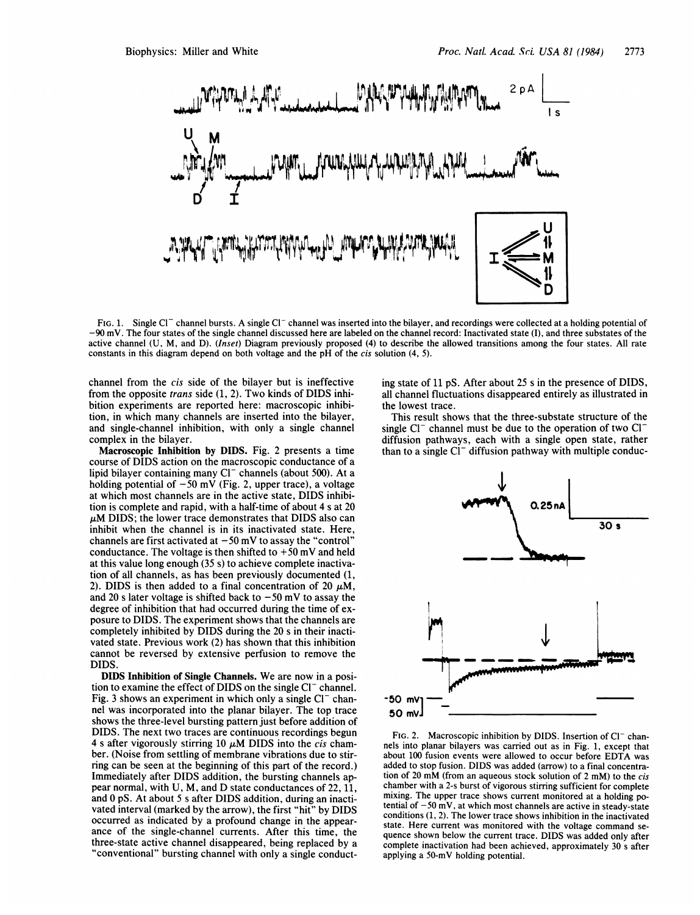FIG. 1. Single $Cl^-$ channel bursts. A single $Cl^-$ channel was inserted into the bilayer, and recordings were collected at a holding potential of −90 mV. The four states of the single channel discussed here are labeled on the channel record: Inactivated state (I), and three substates of the active channel (U, M, and D). (*Inset*) Diagram previously proposed (4) to describe the allowed transitions among the four states. All rate constants in this diagram depend on both voltage and the pH of the *cis* solution (4, 5).

channel from the *cis* side of the bilayer but is ineffective from the opposite *trans* side (1, 2). Two kinds of DIDS inhibition experiments are reported here: macroscopic inhibition, in which many channels are inserted into the bilayer, and single-channel inhibition, with only a single channel complex in the bilayer.

**Macroscopic Inhibition by DIDS.** Fig. 2 presents a time course of DIDS action on the macroscopic conductance of a lipid bilayer containing many $Cl^-$ channels (about 500). At a holding potential of −50 mV (Fig. 2, upper trace), a voltage at which most channels are in the active state, DIDS inhibition is complete and rapid, with a half-time of about 4 s at 20 μM DIDS; the lower trace demonstrates that DIDS also can inhibit when the channel is in its inactivated state. Here, channels are first activated at −50 mV to assay the "control" conductance. The voltage is then shifted to +50 mV and held at this value long enough (35 s) to achieve complete inactivation of all channels, as has been previously documented (1, 2). DIDS is then added to a final concentration of 20 μM, and 20 s later voltage is shifted back to −50 mV to assay the degree of inhibition that had occurred during the time of exposure to DIDS. The experiment shows that the channels are completely inhibited by DIDS during the 20 s in their inactivated state. Previous work (2) has shown that this inhibition cannot be reversed by extensive perfusion to remove the DIDS.

**DIDS Inhibition of Single Channels.** We are now in a position to examine the effect of DIDS on the single $Cl^-$ channel. Fig. 3 shows an experiment in which only a single $Cl^-$ channel was incorporated into the planar bilayer. The top trace shows the three-level bursting pattern just before addition of DIDS. The next two traces are continuous recordings begun 4 s after vigorously stirring 10 μM DIDS into the *cis* chamber. (Noise from settling of membrane vibrations due to stirring can be seen at the beginning of this part of the record.) Immediately after DIDS addition, the bursting channels appear normal, with U, M, and D state conductances of 22, 11, and 0 pS. At about 5 s after DIDS addition, during an inactivated interval (marked by the arrow), the first "hit" by DIDS occurred as indicated by a profound change in the appearance of the single-channel currents. After this time, the three-state active channel disappeared, being replaced by a "conventional" bursting channel with only a single conducting state of 11 pS. After about 25 s in the presence of DIDS, all channel fluctuations disappeared entirely as illustrated in the lowest trace.

This result shows that the three-substate structure of the single $Cl^-$ channel must be due to the operation of two $Cl^-$ diffusion pathways, each with a single open state, rather than to a single $Cl^-$ diffusion pathway with multiple conduc-

FIG. 2. Macroscopic inhibition by DIDS. Insertion of $Cl^-$ channels into planar bilayers was carried out as in Fig. 1, except that about 100 fusion events were allowed to occur before EDTA was added to stop fusion. DIDS was added (arrow) to a final concentration of 20 mM (from an aqueous stock solution of 2 mM) to the *cis* chamber with a 2-s burst of vigorous stirring sufficient for complete mixing. The upper trace shows current monitored at a holding potential of −50 mV, at which most channels are active in steady-state conditions (1, 2). The lower trace shows inhibition in the inactivated state. Here current was monitored with the voltage command sequence shown below the current trace. DIDS was added only after complete inactivation had been achieved, approximately 30 s after applying a 50-mV holding potential.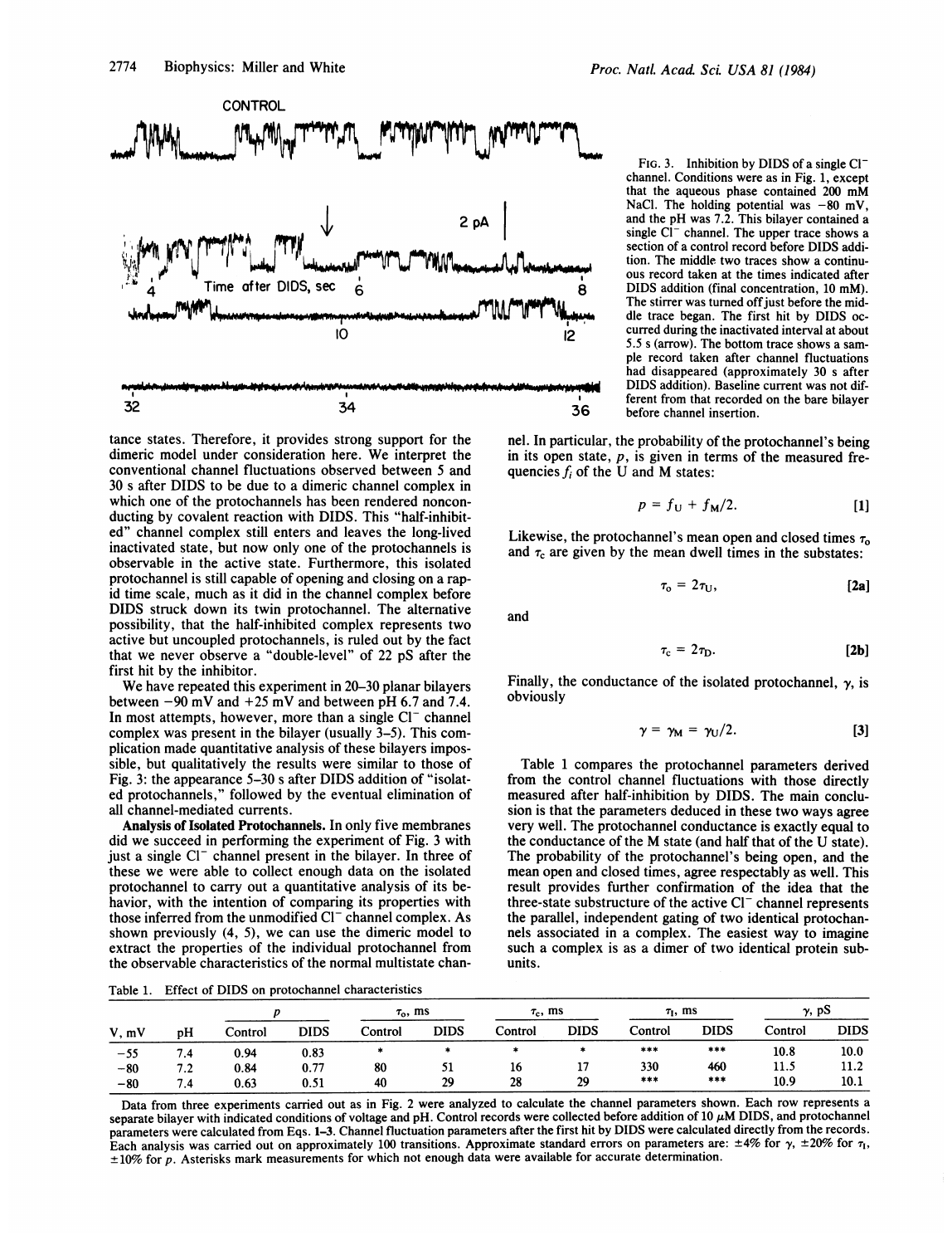FIG. 3. Inhibition by DIDS of a single $Cl^-$ channel. Conditions were as in Fig. 1, except that the aqueous phase contained 200 mM NaCl. The holding potential was −80 mV, and the pH was 7.2. This bilayer contained a single $Cl^-$ channel. The upper trace shows a section of a control record before DIDS addition. The middle two traces show a continuous record taken at the times indicated after DIDS addition (final concentration, 10 mM). The stirrer was turned off just before the middle trace began. The first hit by DIDS occurred during the inactivated interval at about 5.5 s (arrow). The bottom trace shows a sample record taken after channel fluctuations had disappeared (approximately 30 s after DIDS addition). Baseline current was not different from that recorded on the bare bilayer before channel insertion.

tance states. Therefore, it provides strong support for the dimeric model under consideration here. We interpret the conventional channel fluctuations observed between 5 and 30 s after DIDS to be due to a dimeric channel complex in which one of the protochannels has been rendered nonconducting by covalent reaction with DIDS. This "half-inhibited" channel complex still enters and leaves the long-lived inactivated state, but now only one of the protochannels is observable in the active state. Furthermore, this isolated protochannel is still capable of opening and closing on a rapid time scale, much as it did in the channel complex before DIDS struck down its twin protochannel. The alternative possibility, that the half-inhibited complex represents two active but uncoupled protochannels, is ruled out by the fact that we never observe a "double-level" of 22 pS after the first hit by the inhibitor.

We have repeated this experiment in 20–30 planar bilayers between −90 mV and +25 mV and between pH 6.7 and 7.4. In most attempts, however, more than a single $Cl^-$ channel complex was present in the bilayer (usually 3–5). This complication made quantitative analysis of these bilayers impossible, but qualitatively the results were similar to those of Fig. 3: the appearance 5–30 s after DIDS addition of "isolated protochannels," followed by the eventual elimination of all channel-mediated currents.

**Analysis of Isolated Protochannels.** In only five membranes did we succeed in performing the experiment of Fig. 3 with just a single $Cl^-$ channel present in the bilayer. In three of these we were able to collect enough data on the isolated protochannel to carry out a quantitative analysis of its behavior, with the intention of comparing its properties with those inferred from the unmodified $Cl^-$ channel complex. As shown previously (4, 5), we can use the dimeric model to extract the properties of the individual protochannel from the observable characteristics of the normal multistate channel. In particular, the probability of the protochannel's being in its open state, $p$, is given in terms of the measured frequencies $f_i$ of the U and M states:

$$p = f_U + f_M/2. \quad [1]$$

Likewise, the protochannel's mean open and closed times $\tau_o$ and $\tau_c$ are given by the mean dwell times in the substates:

$$\tau_o = 2\tau_U, \quad [2a]$$

and

$$\tau_c = 2\tau_D. \quad [2b]$$

Finally, the conductance of the isolated protochannel, $\gamma$, is obviously

$$\gamma = \gamma_M = \gamma_U/2. \quad [3]$$

Table 1 compares the protochannel parameters derived from the control channel fluctuations with those directly measured after half-inhibition by DIDS. The main conclusion is that the parameters deduced in these two ways agree very well. The protochannel conductance is exactly equal to the conductance of the M state (and half that of the U state). The probability of the protochannel's being open, and the mean open and closed times, agree respectably as well. This result provides further confirmation of the idea that the three-state substructure of the active $Cl^-$ channel represents the parallel, independent gating of two identical protochannels associated in a complex. The easiest way to imagine such a complex is as a dimer of two identical protein subunits.

Table 1. Effect of DIDS on protochannel characteristics

| V, mV | pH | $p$ | | $\tau_o$, ms | | $\tau_c$, ms | | $\tau_I$, ms | | $\gamma$, pS | |
|---|---|---|---|---|---|---|---|---|---|---|---|
| | | Control | DIDS | Control | DIDS | Control | DIDS | Control | DIDS | Control | DIDS |
| −55 | 7.4 | 0.94 | 0.83 | * | * | * | * | *** | *** | 10.8 | 10.0 |
| −80 | 7.2 | 0.84 | 0.77 | 80 | 51 | 16 | 17 | 330 | 460 | 11.5 | 11.2 |
| −80 | 7.4 | 0.63 | 0.51 | 40 | 29 | 28 | 29 | *** | *** | 10.9 | 10.1 |

Data from three experiments carried out as in Fig. 2 were analyzed to calculate the channel parameters shown. Each row represents a separate bilayer with indicated conditions of voltage and pH. Control records were collected before addition of 10 μM DIDS, and protochannel parameters were calculated from Eqs. 1–3. Channel fluctuation parameters after the first hit by DIDS were calculated directly from the records. Each analysis was carried out on approximately 100 transitions. Approximate standard errors on parameters are: ±4% for $\gamma$, ±20% for $\tau_I$, ±10% for $p$. Asterisks mark measurements for which not enough data were available for accurate determination.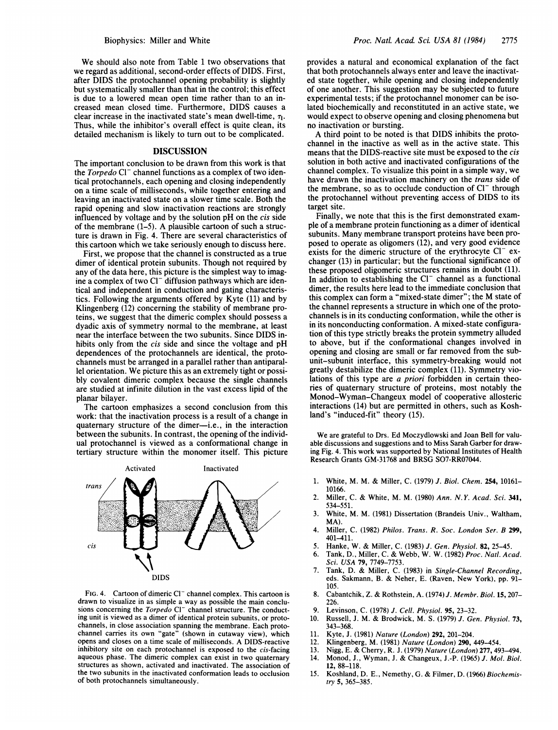We should also note from Table 1 two observations that we regard as additional, second-order effects of DIDS. First, after DIDS the protochannel opening probability is slightly but systematically smaller than that in the control; this effect is due to a lowered mean open time rather than to an increased mean closed time. Furthermore, DIDS causes a clear increase in the inactivated state's mean dwell-time, $\tau_I$. Thus, while the inhibitor's overall effect is quite clean, its detailed mechanism is likely to turn out to be complicated.

## DISCUSSION

The important conclusion to be drawn from this work is that the *Torpedo* $Cl^-$ channel functions as a complex of two identical protochannels, each opening and closing independently on a time scale of milliseconds, while together entering and leaving an inactivated state on a slower time scale. Both the rapid opening and slow inactivation reactions are strongly influenced by voltage and by the solution pH on the *cis* side of the membrane (1–5). A plausible cartoon of such a structure is drawn in Fig. 4. There are several characteristics of this cartoon which we take seriously enough to discuss here.

First, we propose that the channel is constructed as a true dimer of identical protein subunits. Though not required by any of the data here, this picture is the simplest way to imagine a complex of two $Cl^-$ diffusion pathways which are identical and independent in conduction and gating characteristics. Following the arguments offered by Kyte (11) and by Klingenberg (12) concerning the stability of membrane proteins, we suggest that the dimeric complex should possess a dyadic axis of symmetry normal to the membrane, at least near the interface between the two subunits. Since DIDS inhibits only from the *cis* side and since the voltage and pH dependences of the protochannels are identical, the protochannels must be arranged in a parallel rather than antiparallel orientation. We picture this as an extremely tight or possibly covalent dimeric complex because the single channels are studied at infinite dilution in the vast excess lipid of the planar bilayer.

The cartoon emphasizes a second conclusion from this work: that the inactivation process is a result of a change in quaternary structure of the dimer—i.e., in the interaction between the subunits. In contrast, the opening of the individual protochannel is viewed as a conformational change in tertiary structure within the monomer itself. This picture provides a natural and economical explanation of the fact that both protochannels always enter and leave the inactivated state together, while opening and closing independently of one another. This suggestion may be subjected to future experimental tests; if the protochannel monomer can be isolated biochemically and reconstituted in an active state, we would expect to observe opening and closing phenomena but no inactivation or bursting.

A third point to be noted is that DIDS inhibits the protochannel in the inactive as well as in the active state. This means that the DIDS-reactive site must be exposed to the *cis* solution in both active and inactivated configurations of the channel complex. To visualize this point in a simple way, we have drawn the inactivation machinery on the *trans* side of the membrane, so as to occlude conduction of $Cl^-$ through the protochannel without preventing access of DIDS to its target site.

Finally, we note that this is the first demonstrated example of a membrane protein functioning as a dimer of identical subunits. Many membrane transport proteins have been proposed to operate as oligomers (12), and very good evidence exists for the dimeric structure of the erythrocyte $Cl^-$ exchanger (13) in particular; but the functional significance of these proposed oligomeric structures remains in doubt (11). In addition to establishing the $Cl^-$ channel as a functional dimer, the results here lead to the immediate conclusion that this complex can form a "mixed-state dimer"; the M state of the channel represents a structure in which one of the protochannels is in its conducting conformation, while the other is in its nonconducting conformation. A mixed-state configuration of this type strictly breaks the protein symmetry alluded to above, but if the conformational changes involved in opening and closing are small or far removed from the subunit–subunit interface, this symmetry-breaking would not greatly destabilize the dimeric complex (11). Symmetry violations of this type are *a priori* forbidden in certain theories of quaternary structure of proteins, most notably the Monod–Wyman–Changeux model of cooperative allosteric interactions (14) but are permitted in others, such as Koshland's "induced-fit" theory (15).

Activated
Inactivated
trans
cis
DIDS

FIG. 4. Cartoon of dimeric $Cl^-$ channel complex. This cartoon is drawn to visualize in as simple a way as possible the main conclusions concerning the *Torpedo* $Cl^-$ channel structure. The conducting unit is viewed as a dimer of identical protein subunits, or protochannels, in close association spanning the membrane. Each protochannel carries its own "gate" (shown in cutaway view), which opens and closes on a time scale of milliseconds. A DIDS-reactive inhibitory site on each protochannel is exposed to the *cis*-facing aqueous phase. The dimeric complex can exist in two quaternary structures as shown, activated and inactivated. The association of the two subunits in the inactivated conformation leads to occlusion of both protochannels simultaneously.

We are grateful to Drs. Ed Moczydlowski and Joan Bell for valuable discussions and suggestions and to Miss Sarah Garber for drawing Fig. 4. This work was supported by National Institutes of Health Research Grants GM-31768 and BRSG SO7-RR07044.

1. White, M. M. & Miller, C. (1979) *J. Biol. Chem.* **254**, 10161–10166.
2. Miller, C. & White, M. M. (1980) *Ann. N.Y. Acad. Sci.* **341**, 534–551.
3. White, M. M. (1981) Dissertation (Brandeis Univ., Waltham, MA).
4. Miller, C. (1982) *Philos. Trans. R. Soc. London Ser. B* **299**, 401–411.
5. Hanke, W. & Miller, C. (1983) *J. Gen. Physiol.* **82**, 25–45.
6. Tank, D., Miller, C. & Webb, W. W. (1982) *Proc. Natl. Acad. Sci. USA* **79**, 7749–7753.
7. Tank, D. & Miller, C. (1983) in *Single-Channel Recording*, eds. Sakmann, B. & Neher, E. (Raven, New York), pp. 91–105.
8. Cabantchik, Z. & Rothstein, A. (1974) *J. Membr. Biol.* **15**, 207–226.
9. Levinson, C. (1978) *J. Cell. Physiol.* **95**, 23–32.
10. Russell, J. M. & Brodwick, M. S. (1979) *J. Gen. Physiol.* **73**, 343–368.
11. Kyte, J. (1981) *Nature (London)* **292**, 201–204.
12. Klingenberg, M. (1981) *Nature (London)* **290**, 449–454.
13. Nigg, E. & Cherry, R. J. (1979) *Nature (London)* **277**, 493–494.
14. Monod, J., Wyman, J. & Changeux, J.-P. (1965) *J. Mol. Biol.* **12**, 88–118.
15. Koshland, D. E., Nemethy, G. & Filmer, D. (1966) *Biochemistry* **5**, 365–385.